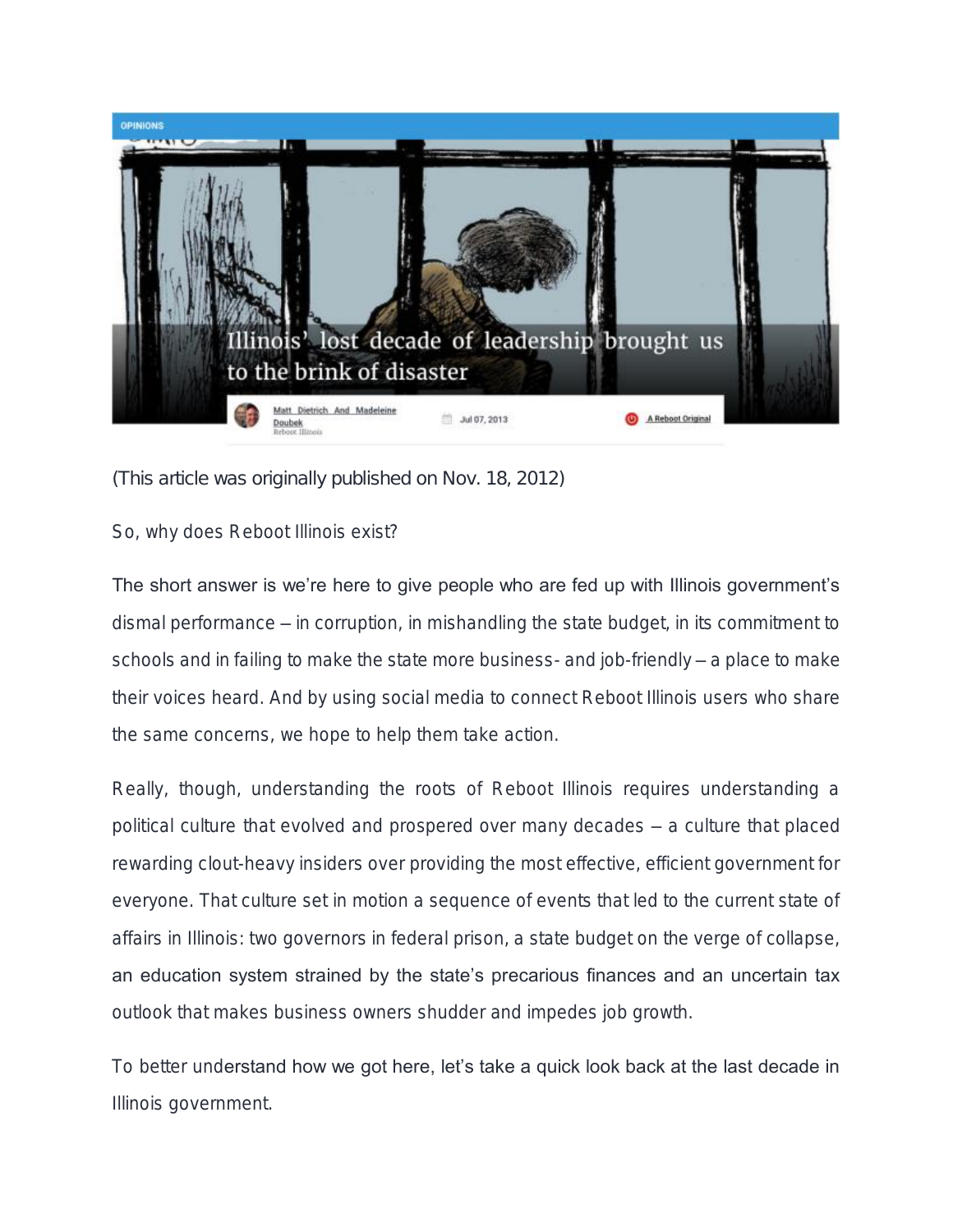OPINIONS

# Illinois' lost decade of leadership brought us to the brink of disaster

Matt Dietrich And Madeleine Doubek
Reboot Illinois

Jul 07, 2013

A Reboot Original

(This article was originally published on Nov. 18, 2012)

So, why does Reboot Illinois exist?

The short answer is we're here to give people who are fed up with Illinois government's dismal performance – in corruption, in mishandling the state budget, in its commitment to schools and in failing to make the state more business- and job-friendly – a place to make their voices heard. And by using social media to connect Reboot Illinois users who share the same concerns, we hope to help them take action.

Really, though, understanding the roots of Reboot Illinois requires understanding a political culture that evolved and prospered over many decades – a culture that placed rewarding clout-heavy insiders over providing the most effective, efficient government for everyone. That culture set in motion a sequence of events that led to the current state of affairs in Illinois: two governors in federal prison, a state budget on the verge of collapse, an education system strained by the state's precarious finances and an uncertain tax outlook that makes business owners shudder and impedes job growth.

To better understand how we got here, let's take a quick look back at the last decade in Illinois government.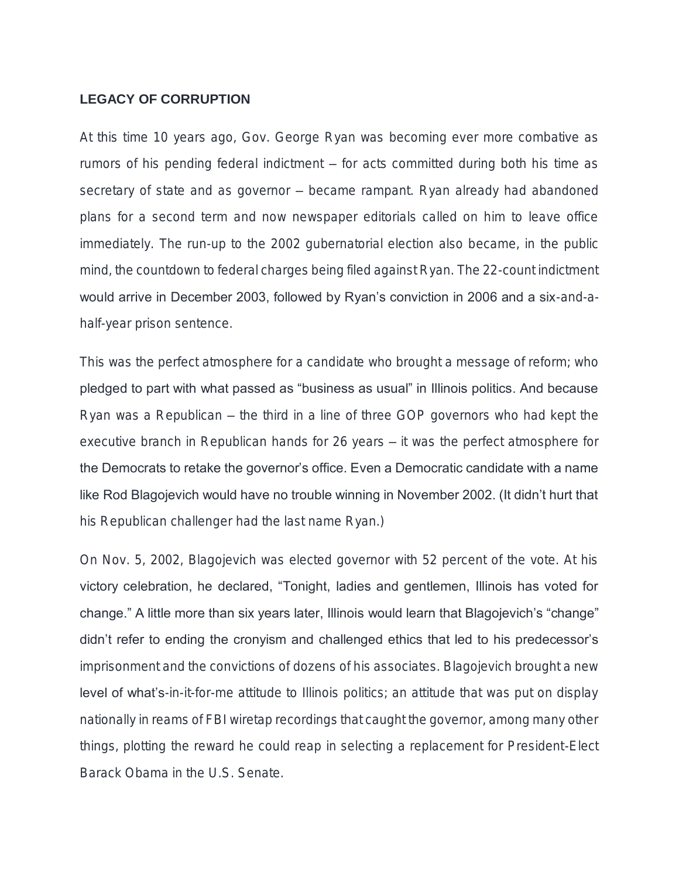## LEGACY OF CORRUPTION

At this time 10 years ago, Gov. George Ryan was becoming ever more combative as rumors of his pending federal indictment – for acts committed during both his time as secretary of state and as governor – became rampant. Ryan already had abandoned plans for a second term and now newspaper editorials called on him to leave office immediately. The run-up to the 2002 gubernatorial election also became, in the public mind, the countdown to federal charges being filed against Ryan. The 22-count indictment would arrive in December 2003, followed by Ryan's conviction in 2006 and a six-and-a-half-year prison sentence.

This was the perfect atmosphere for a candidate who brought a message of reform; who pledged to part with what passed as "business as usual" in Illinois politics. And because Ryan was a Republican – the third in a line of three GOP governors who had kept the executive branch in Republican hands for 26 years – it was the perfect atmosphere for the Democrats to retake the governor's office. Even a Democratic candidate with a name like Rod Blagojevich would have no trouble winning in November 2002. (It didn't hurt that his Republican challenger had the last name Ryan.)

On Nov. 5, 2002, Blagojevich was elected governor with 52 percent of the vote. At his victory celebration, he declared, "Tonight, ladies and gentlemen, Illinois has voted for change." A little more than six years later, Illinois would learn that Blagojevich's "change" didn't refer to ending the cronyism and challenged ethics that led to his predecessor's imprisonment and the convictions of dozens of his associates. Blagojevich brought a new level of what's-in-it-for-me attitude to Illinois politics; an attitude that was put on display nationally in reams of FBI wiretap recordings that caught the governor, among many other things, plotting the reward he could reap in selecting a replacement for President-Elect Barack Obama in the U.S. Senate.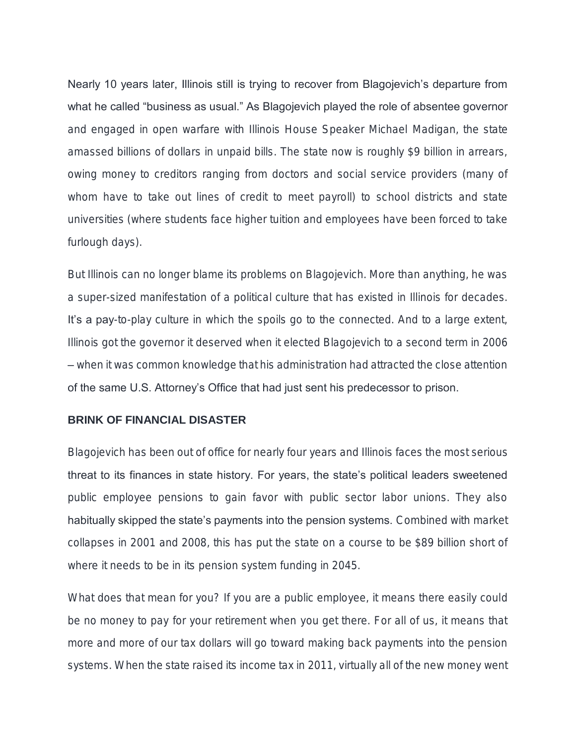Nearly 10 years later, Illinois still is trying to recover from Blagojevich's departure from what he called "business as usual." As Blagojevich played the role of absentee governor and engaged in open warfare with Illinois House Speaker Michael Madigan, the state amassed billions of dollars in unpaid bills. The state now is roughly $9 billion in arrears, owing money to creditors ranging from doctors and social service providers (many of whom have to take out lines of credit to meet payroll) to school districts and state universities (where students face higher tuition and employees have been forced to take furlough days).

But Illinois can no longer blame its problems on Blagojevich. More than anything, he was a super-sized manifestation of a political culture that has existed in Illinois for decades. It's a pay-to-play culture in which the spoils go to the connected. And to a large extent, Illinois got the governor it deserved when it elected Blagojevich to a second term in 2006 – when it was common knowledge that his administration had attracted the close attention of the same U.S. Attorney's Office that had just sent his predecessor to prison.

## BRINK OF FINANCIAL DISASTER

Blagojevich has been out of office for nearly four years and Illinois faces the most serious threat to its finances in state history. For years, the state's political leaders sweetened public employee pensions to gain favor with public sector labor unions. They also habitually skipped the state's payments into the pension systems. Combined with market collapses in 2001 and 2008, this has put the state on a course to be $89 billion short of where it needs to be in its pension system funding in 2045.

What does that mean for you? If you are a public employee, it means there easily could be no money to pay for your retirement when you get there. For all of us, it means that more and more of our tax dollars will go toward making back payments into the pension systems. When the state raised its income tax in 2011, virtually all of the new money went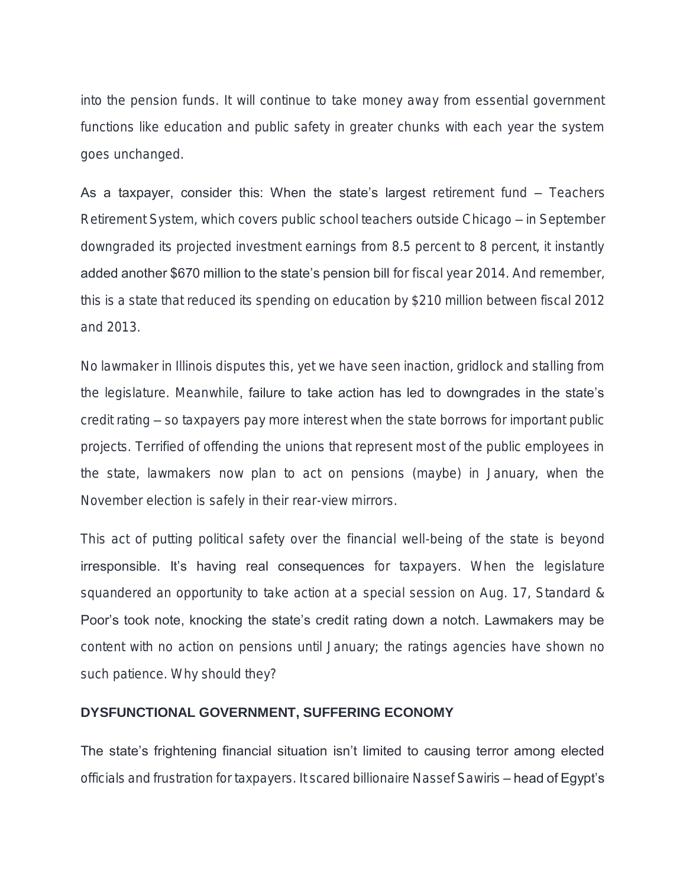into the pension funds. It will continue to take money away from essential government functions like education and public safety in greater chunks with each year the system goes unchanged.

As a taxpayer, consider this: When the state's largest retirement fund – Teachers Retirement System, which covers public school teachers outside Chicago – in September downgraded its projected investment earnings from 8.5 percent to 8 percent, it instantly added another $670 million to the state's pension bill for fiscal year 2014. And remember, this is a state that reduced its spending on education by $210 million between fiscal 2012 and 2013.

No lawmaker in Illinois disputes this, yet we have seen inaction, gridlock and stalling from the legislature. Meanwhile, failure to take action has led to downgrades in the state's credit rating – so taxpayers pay more interest when the state borrows for important public projects. Terrified of offending the unions that represent most of the public employees in the state, lawmakers now plan to act on pensions (maybe) in January, when the November election is safely in their rear-view mirrors.

This act of putting political safety over the financial well-being of the state is beyond irresponsible. It's having real consequences for taxpayers. When the legislature squandered an opportunity to take action at a special session on Aug. 17, Standard & Poor's took note, knocking the state's credit rating down a notch. Lawmakers may be content with no action on pensions until January; the ratings agencies have shown no such patience. Why should they?

## DYSFUNCTIONAL GOVERNMENT, SUFFERING ECONOMY

The state's frightening financial situation isn't limited to causing terror among elected officials and frustration for taxpayers. It scared billionaire Nassef Sawiris – head of Egypt's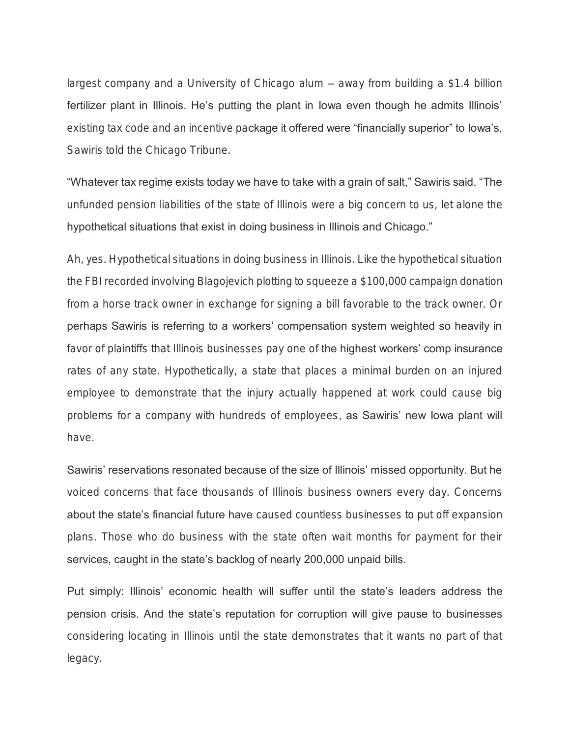largest company and a University of Chicago alum – away from building a $1.4 billion fertilizer plant in Illinois. He's putting the plant in Iowa even though he admits Illinois' existing tax code and an incentive package it offered were "financially superior" to Iowa's, Sawiris told the Chicago Tribune.

"Whatever tax regime exists today we have to take with a grain of salt," Sawiris said. "The unfunded pension liabilities of the state of Illinois were a big concern to us, let alone the hypothetical situations that exist in doing business in Illinois and Chicago."

Ah, yes. Hypothetical situations in doing business in Illinois. Like the hypothetical situation the FBI recorded involving Blagojevich plotting to squeeze a $100,000 campaign donation from a horse track owner in exchange for signing a bill favorable to the track owner. Or perhaps Sawiris is referring to a workers' compensation system weighted so heavily in favor of plaintiffs that Illinois businesses pay one of the highest workers' comp insurance rates of any state. Hypothetically, a state that places a minimal burden on an injured employee to demonstrate that the injury actually happened at work could cause big problems for a company with hundreds of employees, as Sawiris' new Iowa plant will have.

Sawiris' reservations resonated because of the size of Illinois' missed opportunity. But he voiced concerns that face thousands of Illinois business owners every day. Concerns about the state's financial future have caused countless businesses to put off expansion plans. Those who do business with the state often wait months for payment for their services, caught in the state's backlog of nearly 200,000 unpaid bills.

Put simply: Illinois' economic health will suffer until the state's leaders address the pension crisis. And the state's reputation for corruption will give pause to businesses considering locating in Illinois until the state demonstrates that it wants no part of that legacy.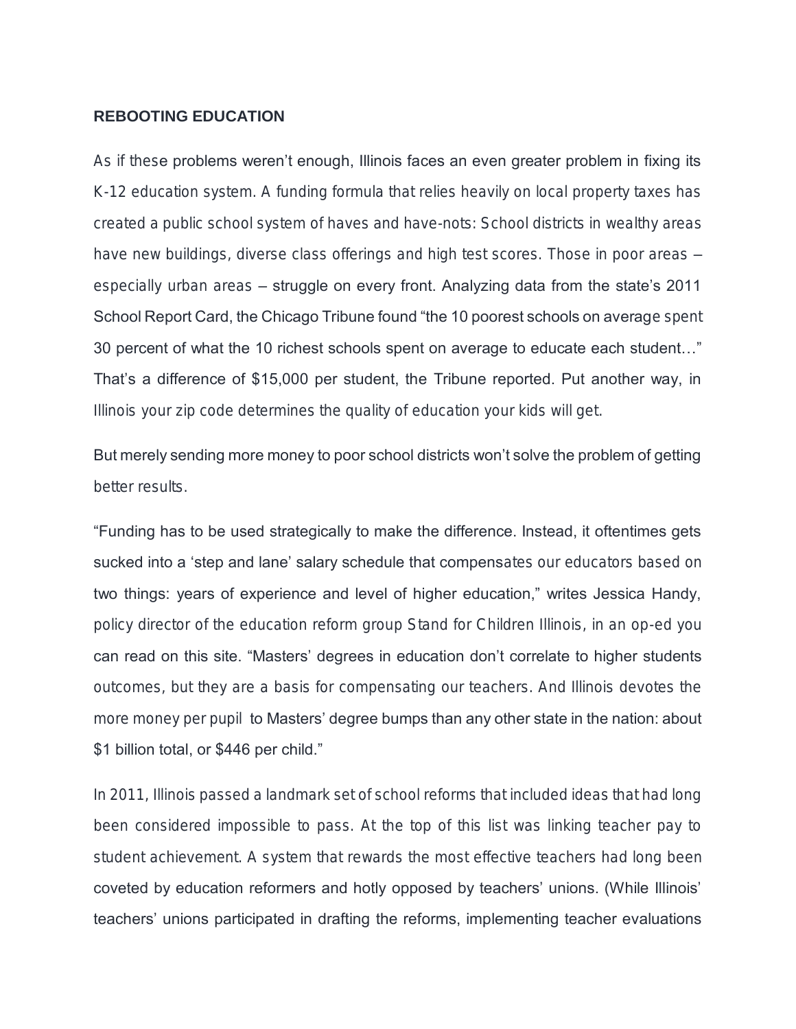## REBOOTING EDUCATION

As if these problems weren't enough, Illinois faces an even greater problem in fixing its K-12 education system. A funding formula that relies heavily on local property taxes has created a public school system of haves and have-nots: School districts in wealthy areas have new buildings, diverse class offerings and high test scores. Those in poor areas – especially urban areas – struggle on every front. Analyzing data from the state's 2011 School Report Card, the Chicago Tribune found "the 10 poorest schools on average spent 30 percent of what the 10 richest schools spent on average to educate each student…" That's a difference of $15,000 per student, the Tribune reported. Put another way, in Illinois your zip code determines the quality of education your kids will get.

But merely sending more money to poor school districts won't solve the problem of getting better results.

"Funding has to be used strategically to make the difference. Instead, it oftentimes gets sucked into a 'step and lane' salary schedule that compensates our educators based on two things: years of experience and level of higher education," writes Jessica Handy, policy director of the education reform group Stand for Children Illinois, in an op-ed you can read on this site. "Masters' degrees in education don't correlate to higher students outcomes, but they are a basis for compensating our teachers. And Illinois devotes the more money per pupil to Masters' degree bumps than any other state in the nation: about $1 billion total, or $446 per child."

In 2011, Illinois passed a landmark set of school reforms that included ideas that had long been considered impossible to pass. At the top of this list was linking teacher pay to student achievement. A system that rewards the most effective teachers had long been coveted by education reformers and hotly opposed by teachers' unions. (While Illinois' teachers' unions participated in drafting the reforms, implementing teacher evaluations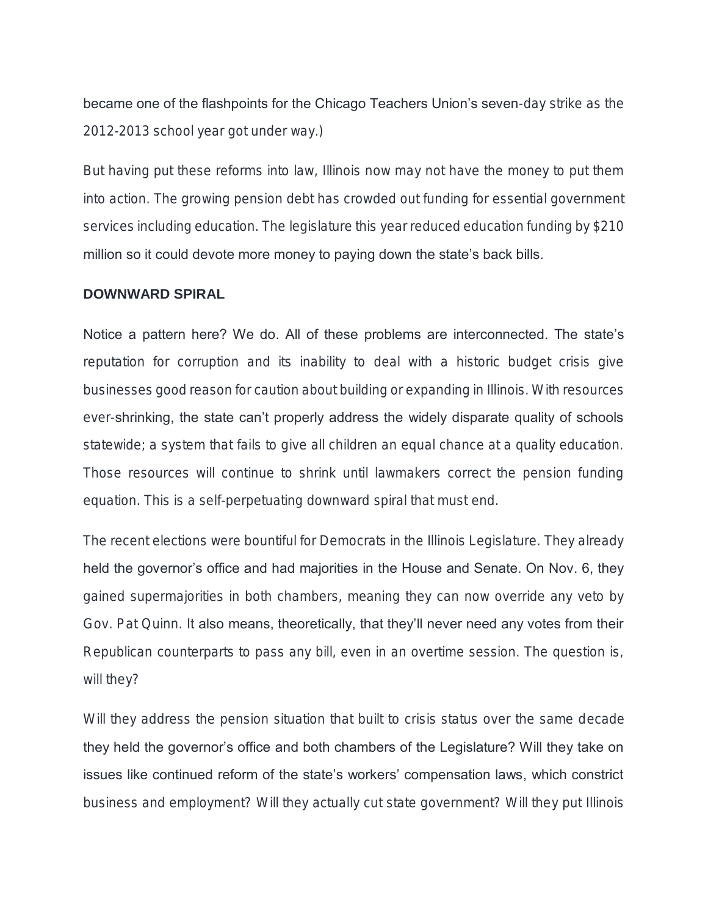became one of the flashpoints for the Chicago Teachers Union's seven-day strike as the 2012-2013 school year got under way.)

But having put these reforms into law, Illinois now may not have the money to put them into action. The growing pension debt has crowded out funding for essential government services including education. The legislature this year reduced education funding by $210 million so it could devote more money to paying down the state's back bills.

## DOWNWARD SPIRAL

Notice a pattern here? We do. All of these problems are interconnected. The state's reputation for corruption and its inability to deal with a historic budget crisis give businesses good reason for caution about building or expanding in Illinois. With resources ever-shrinking, the state can't properly address the widely disparate quality of schools statewide; a system that fails to give all children an equal chance at a quality education. Those resources will continue to shrink until lawmakers correct the pension funding equation. This is a self-perpetuating downward spiral that must end.

The recent elections were bountiful for Democrats in the Illinois Legislature. They already held the governor's office and had majorities in the House and Senate. On Nov. 6, they gained supermajorities in both chambers, meaning they can now override any veto by Gov. Pat Quinn. It also means, theoretically, that they'll never need any votes from their Republican counterparts to pass any bill, even in an overtime session. The question is, will they?

Will they address the pension situation that built to crisis status over the same decade they held the governor's office and both chambers of the Legislature? Will they take on issues like continued reform of the state's workers' compensation laws, which constrict business and employment? Will they actually cut state government? Will they put Illinois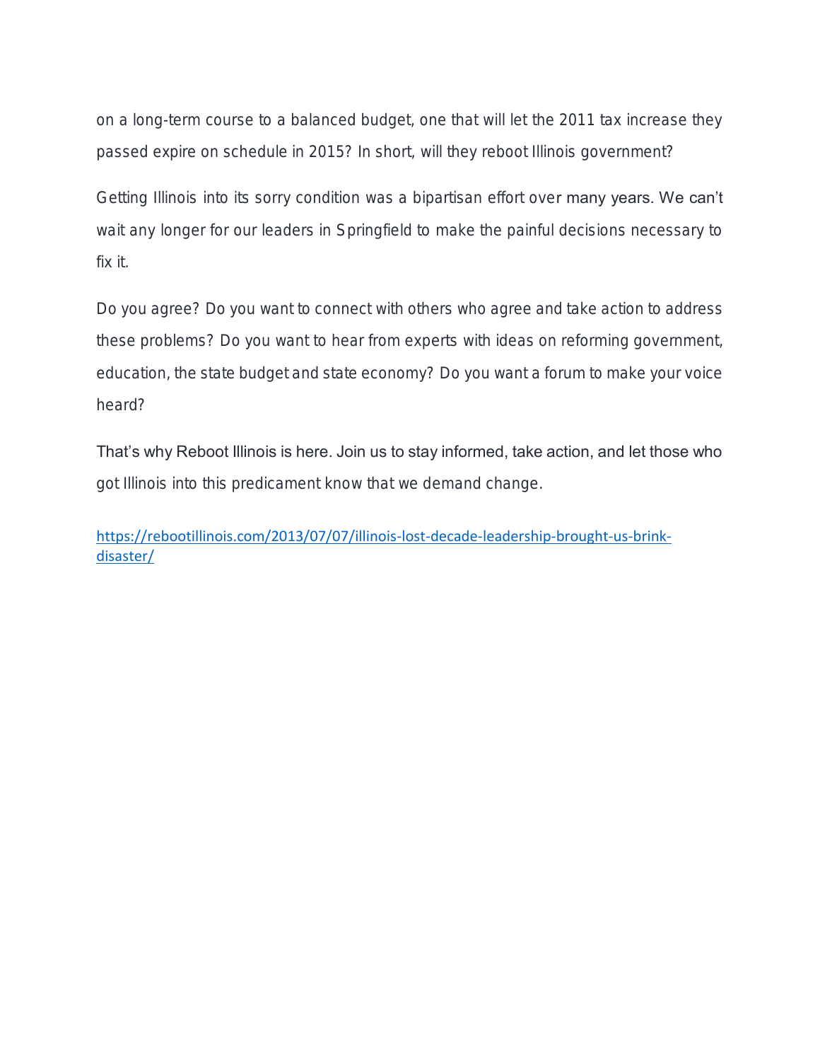on a long-term course to a balanced budget, one that will let the 2011 tax increase they passed expire on schedule in 2015? In short, will they reboot Illinois government?

Getting Illinois into its sorry condition was a bipartisan effort over many years. We can't wait any longer for our leaders in Springfield to make the painful decisions necessary to fix it.

Do you agree? Do you want to connect with others who agree and take action to address these problems? Do you want to hear from experts with ideas on reforming government, education, the state budget and state economy? Do you want a forum to make your voice heard?

That's why Reboot Illinois is here. Join us to stay informed, take action, and let those who got Illinois into this predicament know that we demand change.

https://rebootillinois.com/2013/07/07/illinois-lost-decade-leadership-brought-us-brink-disaster/